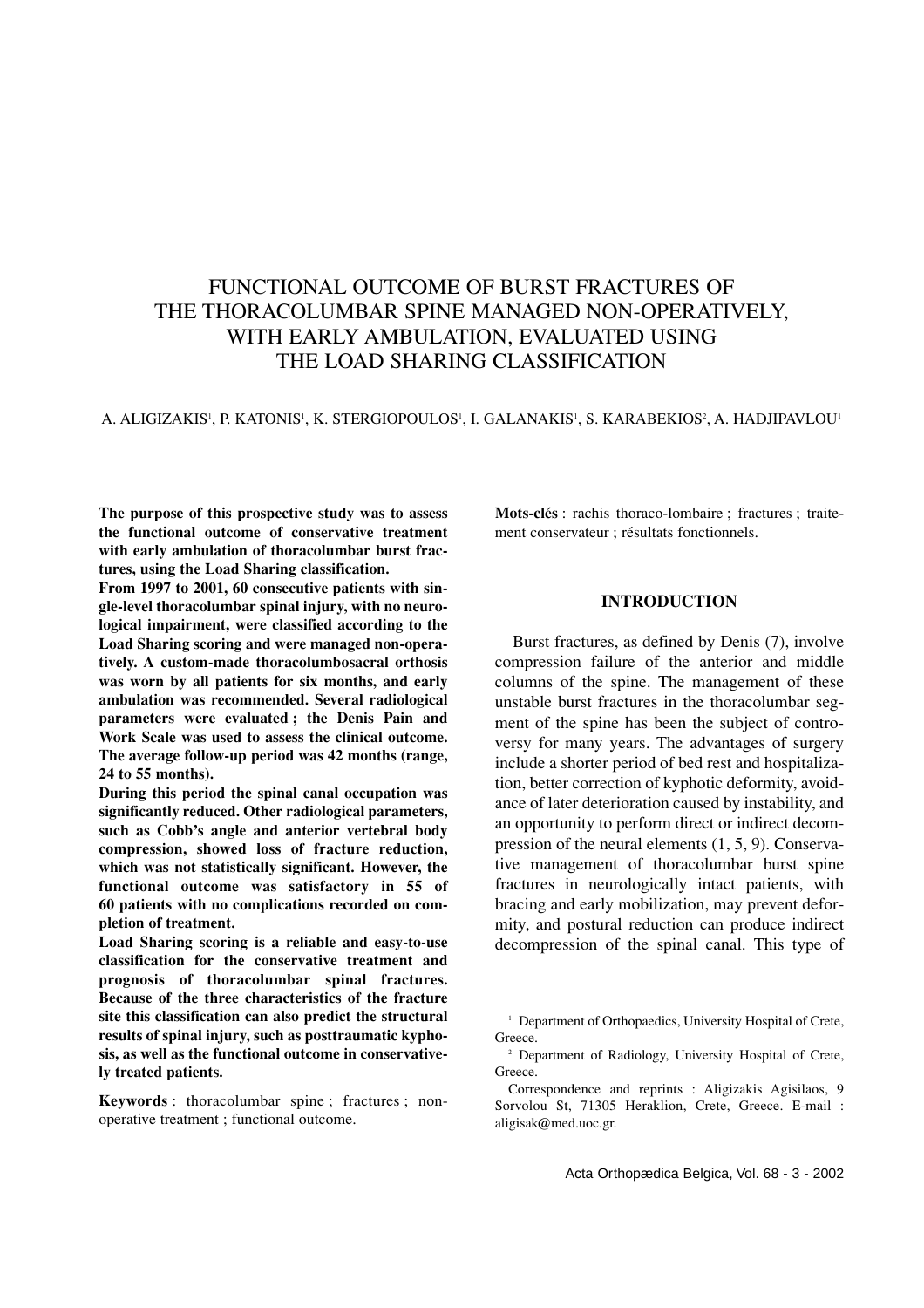# FUNCTIONAL OUTCOME OF BURST FRACTURES OF THE THORACOLUMBAR SPINE MANAGED NON-OPERATIVELY, WITH EARLY AMBULATION, EVALUATED USING THE LOAD SHARING CLASSIFICATION

A. ALIGIZAKIS[1], P. KATONIS[1], K. STERGIOPOULOS[1], I. GALANAKIS[1], S. KARABEKIOS[2], A. HADJIPAVLOU[1]

**The purpose of this prospective study was to assess the functional outcome of conservative treatment with early ambulation of thoracolumbar burst fractures, using the Load Sharing classification.**

**From 1997 to 2001, 60 consecutive patients with single-level thoracolumbar spinal injury, with no neurological impairment, were classified according to the Load Sharing scoring and were managed non-operatively. A custom-made thoracolumbosacral orthosis was worn by all patients for six months, and early ambulation was recommended. Several radiological parameters were evaluated ; the Denis Pain and Work Scale was used to assess the clinical outcome. The average follow-up period was 42 months (range, 24 to 55 months).**

**During this period the spinal canal occupation was significantly reduced. Other radiological parameters, such as Cobb's angle and anterior vertebral body compression, showed loss of fracture reduction, which was not statistically significant. However, the functional outcome was satisfactory in 55 of 60 patients with no complications recorded on completion of treatment.**

**Load Sharing scoring is a reliable and easy-to-use classification for the conservative treatment and prognosis of thoracolumbar spinal fractures. Because of the three characteristics of the fracture site this classification can also predict the structural results of spinal injury, such as posttraumatic kyphosis, as well as the functional outcome in conservatively treated patients.**

**Keywords** : thoracolumbar spine ; fractures ; non-operative treatment ; functional outcome.

**Mots-clés** : rachis thoraco-lombaire ; fractures ; traitement conservateur ; résultats fonctionnels.

## INTRODUCTION

Burst fractures, as defined by Denis (7), involve compression failure of the anterior and middle columns of the spine. The management of these unstable burst fractures in the thoracolumbar segment of the spine has been the subject of controversy for many years. The advantages of surgery include a shorter period of bed rest and hospitalization, better correction of kyphotic deformity, avoidance of later deterioration caused by instability, and an opportunity to perform direct or indirect decompression of the neural elements (1, 5, 9). Conservative management of thoracolumbar burst spine fractures in neurologically intact patients, with bracing and early mobilization, may prevent deformity, and postural reduction can produce indirect decompression of the spinal canal. This type of

[1] Department of Orthopaedics, University Hospital of Crete, Greece.

[2] Department of Radiology, University Hospital of Crete, Greece.

Correspondence and reprints : Aligizakis Agisilaos, 9 Sorvolou St, 71305 Heraklion, Crete, Greece. E-mail : aligisak@med.uoc.gr.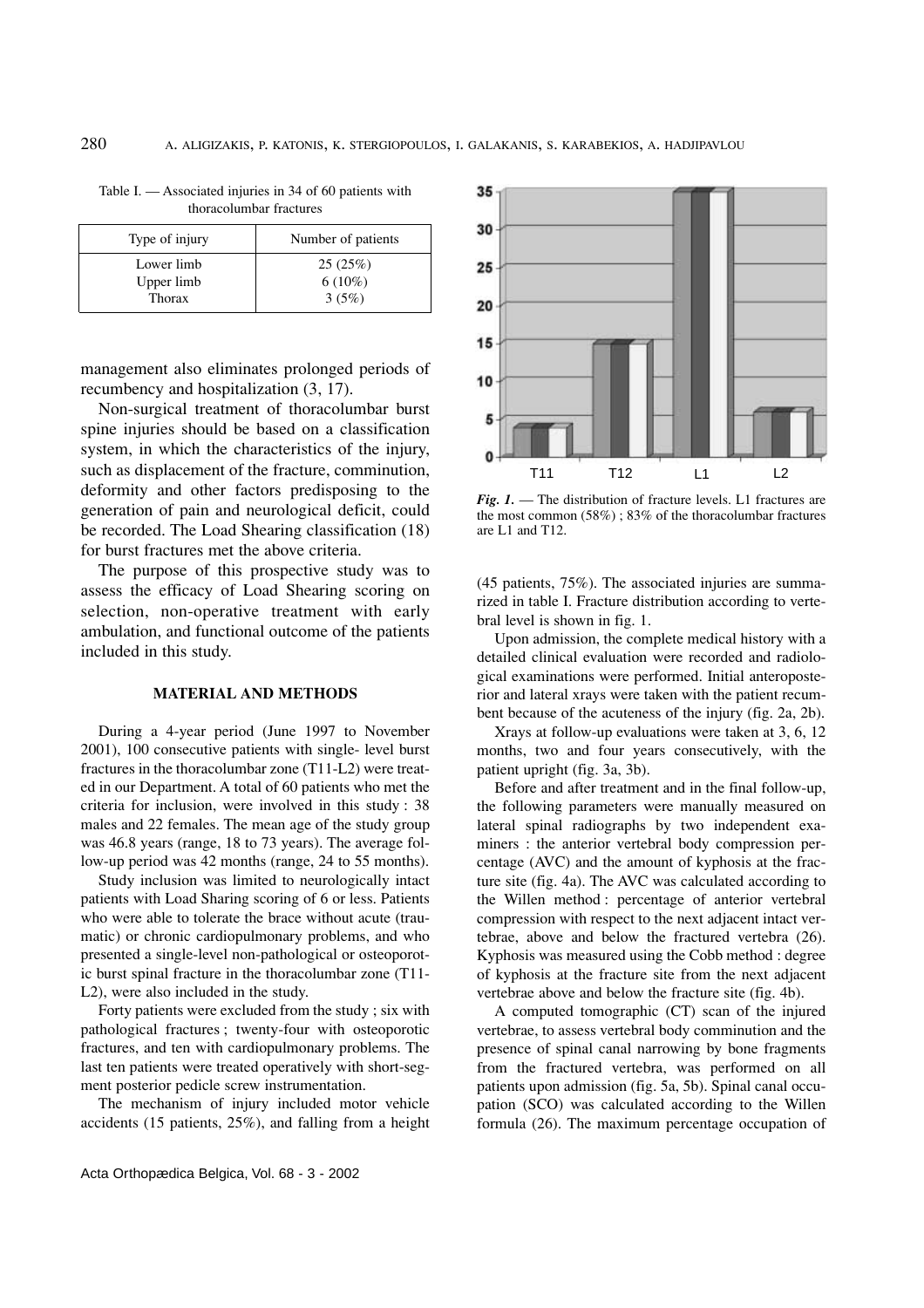Table I. — Associated injuries in 34 of 60 patients with thoracolumbar fractures

| Type of injury | Number of patients |
|---|---|
| Lower limb | 25 (25%) |
| Upper limb | 6 (10%) |
| Thorax | 3 (5%) |

management also eliminates prolonged periods of recumbency and hospitalization (3, 17).

Non-surgical treatment of thoracolumbar burst spine injuries should be based on a classification system, in which the characteristics of the injury, such as displacement of the fracture, comminution, deformity and other factors predisposing to the generation of pain and neurological deficit, could be recorded. The Load Shearing classification (18) for burst fractures met the above criteria.

The purpose of this prospective study was to assess the efficacy of Load Shearing scoring on selection, non-operative treatment with early ambulation, and functional outcome of the patients included in this study.

## MATERIAL AND METHODS

During a 4-year period (June 1997 to November 2001), 100 consecutive patients with single- level burst fractures in the thoracolumbar zone (T11-L2) were treated in our Department. A total of 60 patients who met the criteria for inclusion, were involved in this study : 38 males and 22 females. The mean age of the study group was 46.8 years (range, 18 to 73 years). The average follow-up period was 42 months (range, 24 to 55 months).

Study inclusion was limited to neurologically intact patients with Load Sharing scoring of 6 or less. Patients who were able to tolerate the brace without acute (traumatic) or chronic cardiopulmonary problems, and who presented a single-level non-pathological or osteoporotic burst spinal fracture in the thoracolumbar zone (T11-L2), were also included in the study.

Forty patients were excluded from the study ; six with pathological fractures ; twenty-four with osteoporotic fractures, and ten with cardiopulmonary problems. The last ten patients were treated operatively with short-segment posterior pedicle screw instrumentation.

The mechanism of injury included motor vehicle accidents (15 patients, 25%), and falling from a height (45 patients, 75%). The associated injuries are summarized in table I. Fracture distribution according to vertebral level is shown in fig. 1.

*Fig. 1.* — The distribution of fracture levels. L1 fractures are the most common (58%) ; 83% of the thoracolumbar fractures are L1 and T12.

Upon admission, the complete medical history with a detailed clinical evaluation were recorded and radiological examinations were performed. Initial anteroposterior and lateral xrays were taken with the patient recumbent because of the acuteness of the injury (fig. 2a, 2b).

Xrays at follow-up evaluations were taken at 3, 6, 12 months, two and four years consecutively, with the patient upright (fig. 3a, 3b).

Before and after treatment and in the final follow-up, the following parameters were manually measured on lateral spinal radiographs by two independent examiners : the anterior vertebral body compression percentage (AVC) and the amount of kyphosis at the fracture site (fig. 4a). The AVC was calculated according to the Willen method : percentage of anterior vertebral compression with respect to the next adjacent intact vertebrae, above and below the fractured vertebra (26). Kyphosis was measured using the Cobb method : degree of kyphosis at the fracture site from the next adjacent vertebrae above and below the fracture site (fig. 4b).

A computed tomographic (CT) scan of the injured vertebrae, to assess vertebral body comminution and the presence of spinal canal narrowing by bone fragments from the fractured vertebra, was performed on all patients upon admission (fig. 5a, 5b). Spinal canal occupation (SCO) was calculated according to the Willen formula (26). The maximum percentage occupation of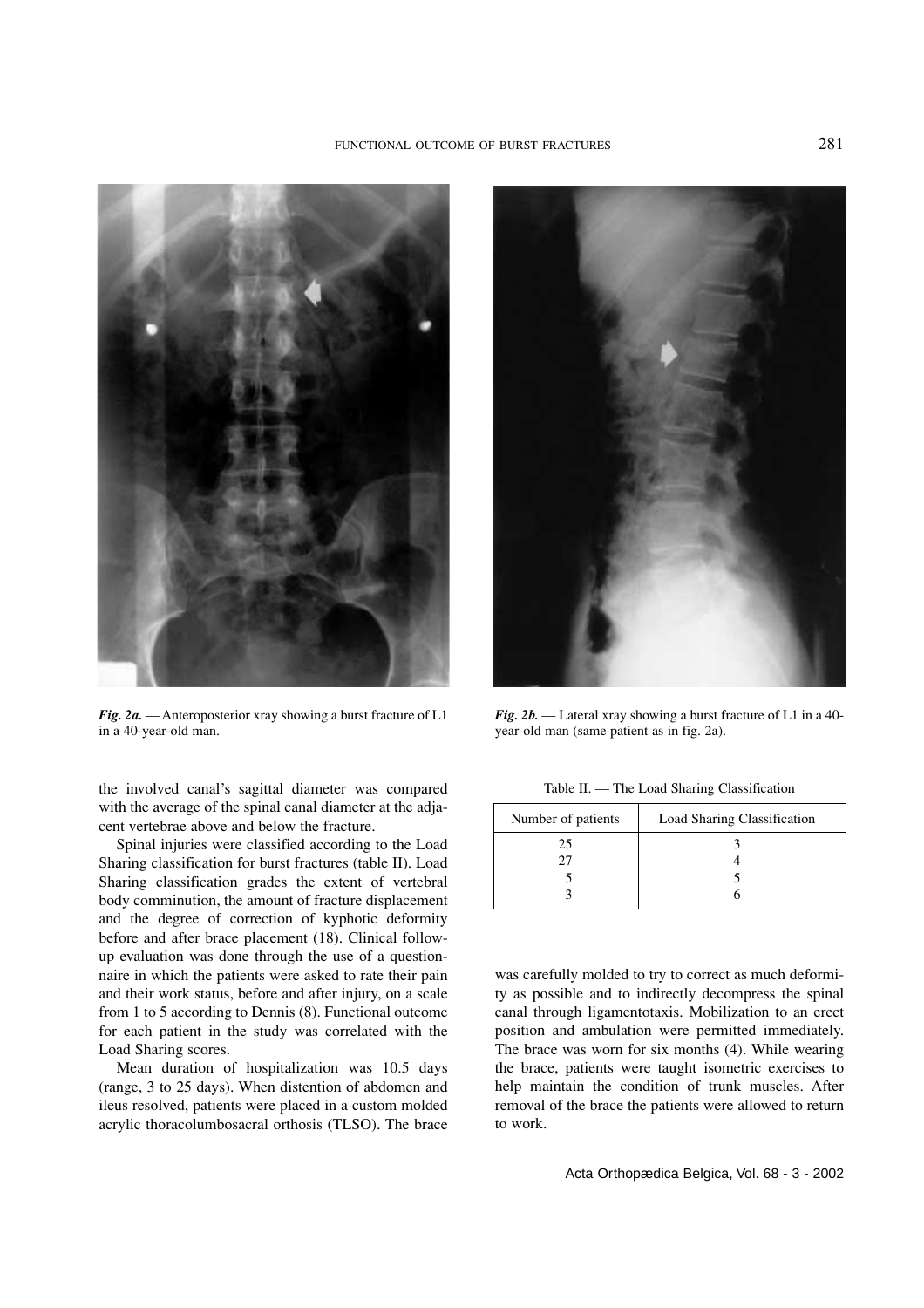*Fig. 2a.* — Anteroposterior xray showing a burst fracture of L1 in a 40-year-old man.

*Fig. 2b.* — Lateral xray showing a burst fracture of L1 in a 40-year-old man (same patient as in fig. 2a).

the involved canal's sagittal diameter was compared with the average of the spinal canal diameter at the adjacent vertebrae above and below the fracture.

Spinal injuries were classified according to the Load Sharing classification for burst fractures (table II). Load Sharing classification grades the extent of vertebral body comminution, the amount of fracture displacement and the degree of correction of kyphotic deformity before and after brace placement (18). Clinical follow-up evaluation was done through the use of a questionnaire in which the patients were asked to rate their pain and their work status, before and after injury, on a scale from 1 to 5 according to Dennis (8). Functional outcome for each patient in the study was correlated with the Load Sharing scores.

Mean duration of hospitalization was 10.5 days (range, 3 to 25 days). When distention of abdomen and ileus resolved, patients were placed in a custom molded acrylic thoracolumbosacral orthosis (TLSO). The brace was carefully molded to try to correct as much deformity as possible and to indirectly decompress the spinal canal through ligamentotaxis. Mobilization to an erect position and ambulation were permitted immediately. The brace was worn for six months (4). While wearing the brace, patients were taught isometric exercises to help maintain the condition of trunk muscles. After removal of the brace the patients were allowed to return to work.

Table II. — The Load Sharing Classification

| Number of patients | Load Sharing Classification |
|---|---|
| 25 | 3 |
| 27 | 4 |
| 5 | 5 |
| 3 | 6 |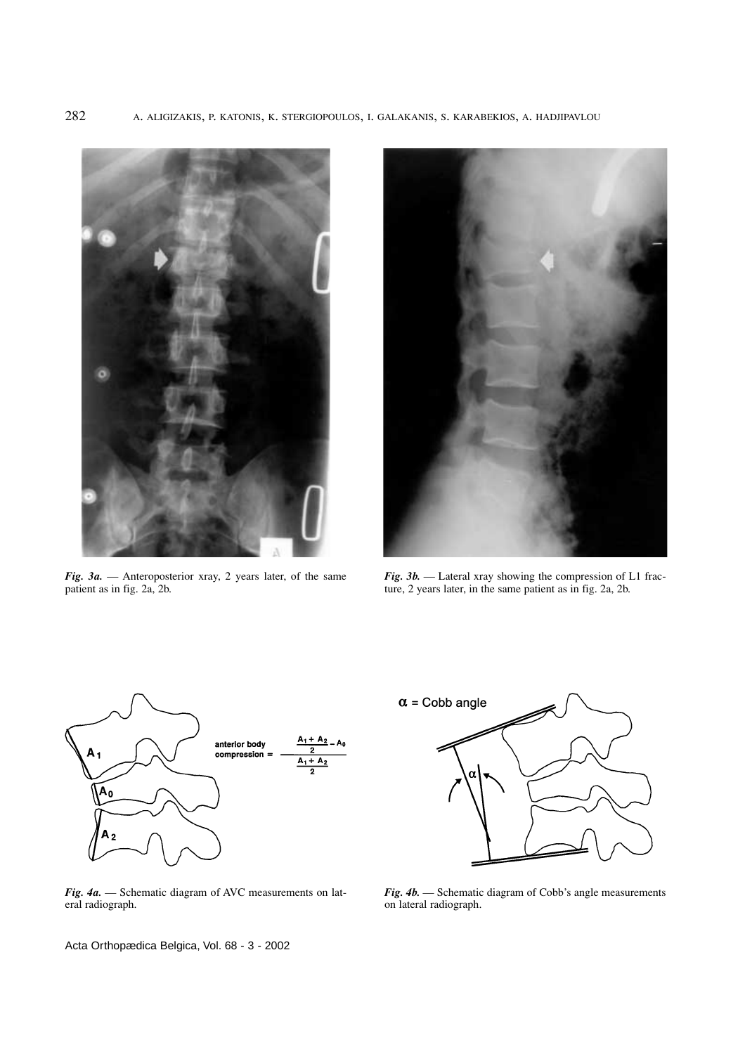*Fig. 3a.* — Anteroposterior xray, 2 years later, of the same patient as in fig. 2a, 2b.

*Fig. 3b.* — Lateral xray showing the compression of L1 fracture, 2 years later, in the same patient as in fig. 2a, 2b.

$$\text{anterior body compression} = \frac{\frac{A_1 + A_2}{2} - A_0}{\frac{A_1 + A_2}{2}}$$

*Fig. 4a.* — Schematic diagram of AVC measurements on lateral radiograph.

$\alpha$ = Cobb angle

*Fig. 4b.* — Schematic diagram of Cobb's angle measurements on lateral radiograph.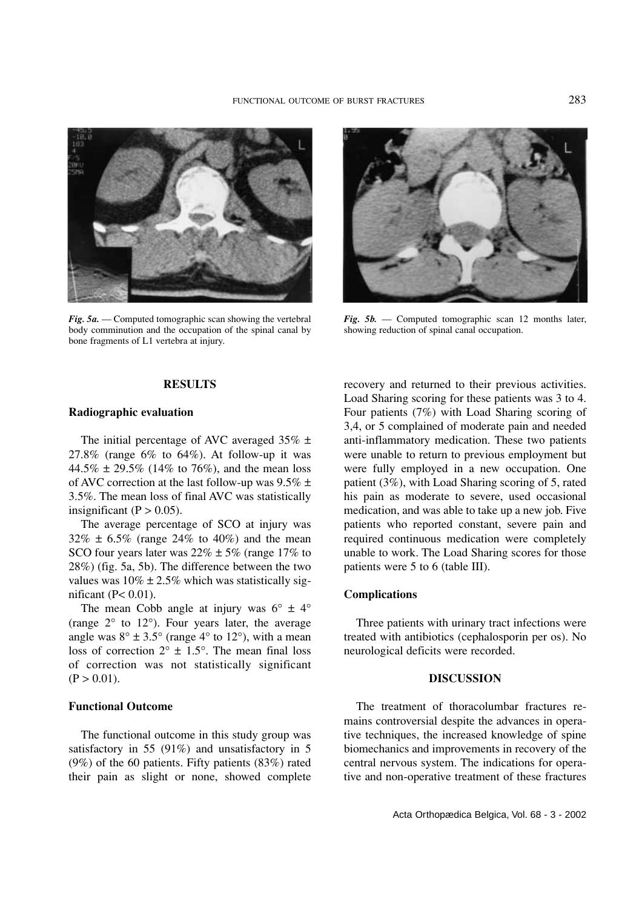*Fig. 5a.* — Computed tomographic scan showing the vertebral body comminution and the occupation of the spinal canal by bone fragments of L1 vertebra at injury.

*Fig. 5b.* — Computed tomographic scan 12 months later, showing reduction of spinal canal occupation.

## RESULTS

### Radiographic evaluation

The initial percentage of AVC averaged 35% ± 27.8% (range 6% to 64%). At follow-up it was 44.5% ± 29.5% (14% to 76%), and the mean loss of AVC correction at the last follow-up was 9.5% ± 3.5%. The mean loss of final AVC was statistically insignificant ($P > 0.05$).

The average percentage of SCO at injury was 32% ± 6.5% (range 24% to 40%) and the mean SCO four years later was 22% ± 5% (range 17% to 28%) (fig. 5a, 5b). The difference between the two values was 10% ± 2.5% which was statistically significant ($P < 0.01$).

The mean Cobb angle at injury was 6° ± 4° (range 2° to 12°). Four years later, the average angle was 8° ± 3.5° (range 4° to 12°), with a mean loss of correction 2° ± 1.5°. The mean final loss of correction was not statistically significant ($P > 0.01$).

### Functional Outcome

The functional outcome in this study group was satisfactory in 55 (91%) and unsatisfactory in 5 (9%) of the 60 patients. Fifty patients (83%) rated their pain as slight or none, showed complete recovery and returned to their previous activities. Load Sharing scoring for these patients was 3 to 4. Four patients (7%) with Load Sharing scoring of 3,4, or 5 complained of moderate pain and needed anti-inflammatory medication. These two patients were unable to return to previous employment but were fully employed in a new occupation. One patient (3%), with Load Sharing scoring of 5, rated his pain as moderate to severe, used occasional medication, and was able to take up a new job. Five patients who reported constant, severe pain and required continuous medication were completely unable to work. The Load Sharing scores for those patients were 5 to 6 (table III).

### Complications

Three patients with urinary tract infections were treated with antibiotics (cephalosporin per os). No neurological deficits were recorded.

## DISCUSSION

The treatment of thoracolumbar fractures remains controversial despite the advances in operative techniques, the increased knowledge of spine biomechanics and improvements in recovery of the central nervous system. The indications for operative and non-operative treatment of these fractures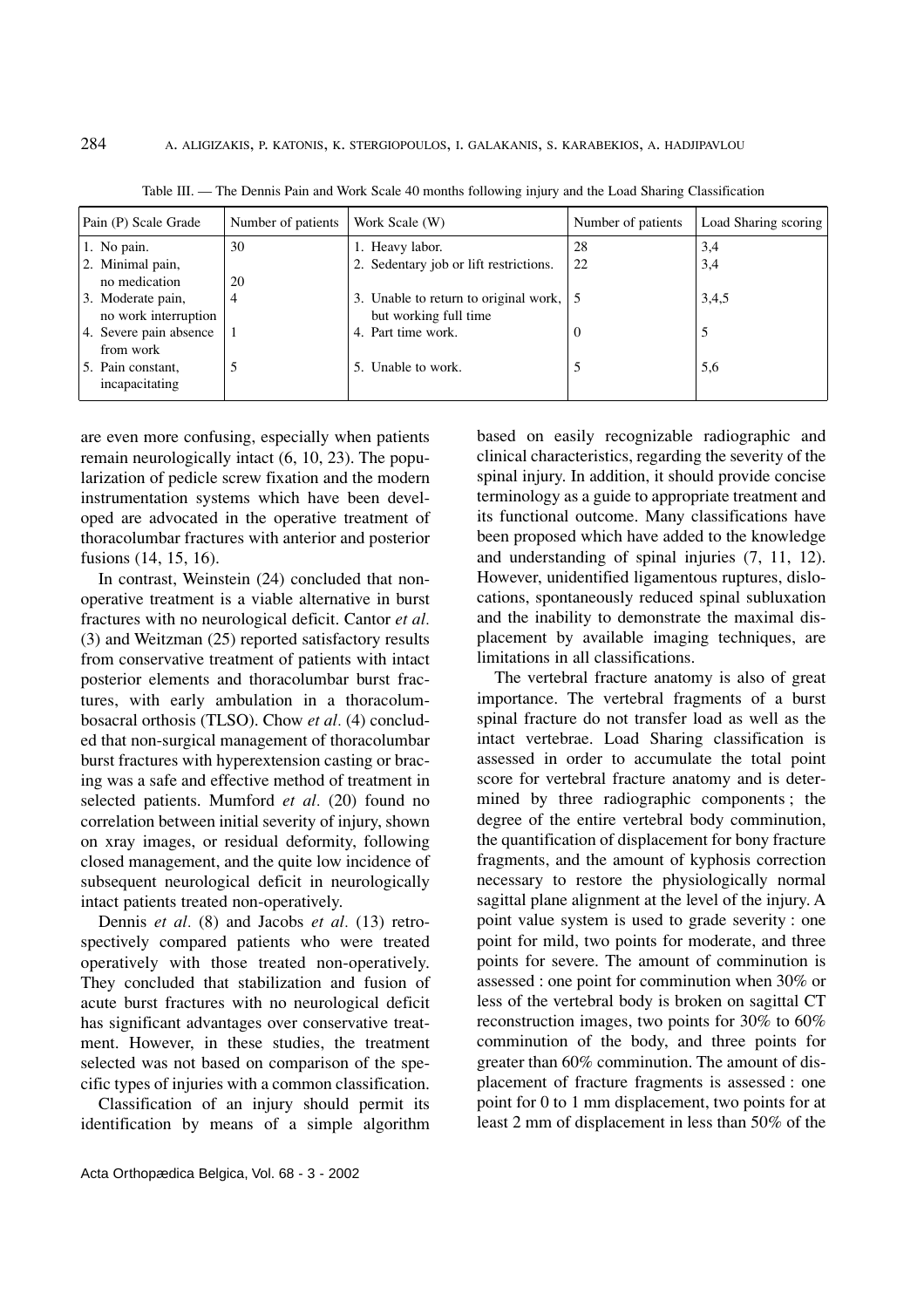Table III. — The Dennis Pain and Work Scale 40 months following injury and the Load Sharing Classification

| Pain (P) Scale Grade | Number of patients | Work Scale (W) | Number of patients | Load Sharing scoring |
|---|---|---|---|---|
| 1. No pain. | 30 | 1. Heavy labor. | 28 | 3,4 |
| 2. Minimal pain, no medication | 20 | 2. Sedentary job or lift restrictions. | 22 | 3,4 |
| 3. Moderate pain, no work interruption | 4 | 3. Unable to return to original work, but working full time | 5 | 3,4,5 |
| 4. Severe pain absence from work | 1 | 4. Part time work. | 0 | 5 |
| 5. Pain constant, incapacitating | 5 | 5. Unable to work. | 5 | 5,6 |

are even more confusing, especially when patients remain neurologically intact (6, 10, 23). The popularization of pedicle screw fixation and the modern instrumentation systems which have been developed are advocated in the operative treatment of thoracolumbar fractures with anterior and posterior fusions (14, 15, 16).

In contrast, Weinstein (24) concluded that non-operative treatment is a viable alternative in burst fractures with no neurological deficit. Cantor *et al.* (3) and Weitzman (25) reported satisfactory results from conservative treatment of patients with intact posterior elements and thoracolumbar burst fractures, with early ambulation in a thoracolumbosacral orthosis (TLSO). Chow *et al.* (4) concluded that non-surgical management of thoracolumbar burst fractures with hyperextension casting or bracing was a safe and effective method of treatment in selected patients. Mumford *et al.* (20) found no correlation between initial severity of injury, shown on xray images, or residual deformity, following closed management, and the quite low incidence of subsequent neurological deficit in neurologically intact patients treated non-operatively.

Dennis *et al.* (8) and Jacobs *et al.* (13) retrospectively compared patients who were treated operatively with those treated non-operatively. They concluded that stabilization and fusion of acute burst fractures with no neurological deficit has significant advantages over conservative treatment. However, in these studies, the treatment selected was not based on comparison of the specific types of injuries with a common classification.

Classification of an injury should permit its identification by means of a simple algorithm based on easily recognizable radiographic and clinical characteristics, regarding the severity of the spinal injury. In addition, it should provide concise terminology as a guide to appropriate treatment and its functional outcome. Many classifications have been proposed which have added to the knowledge and understanding of spinal injuries (7, 11, 12). However, unidentified ligamentous ruptures, dislocations, spontaneously reduced spinal subluxation and the inability to demonstrate the maximal displacement by available imaging techniques, are limitations in all classifications.

The vertebral fracture anatomy is also of great importance. The vertebral fragments of a burst spinal fracture do not transfer load as well as the intact vertebrae. Load Sharing classification is assessed in order to accumulate the total point score for vertebral fracture anatomy and is determined by three radiographic components ; the degree of the entire vertebral body comminution, the quantification of displacement for bony fracture fragments, and the amount of kyphosis correction necessary to restore the physiologically normal sagittal plane alignment at the level of the injury. A point value system is used to grade severity : one point for mild, two points for moderate, and three points for severe. The amount of comminution is assessed : one point for comminution when 30% or less of the vertebral body is broken on sagittal CT reconstruction images, two points for 30% to 60% comminution of the body, and three points for greater than 60% comminution. The amount of displacement of fracture fragments is assessed : one point for 0 to 1 mm displacement, two points for at least 2 mm of displacement in less than 50% of the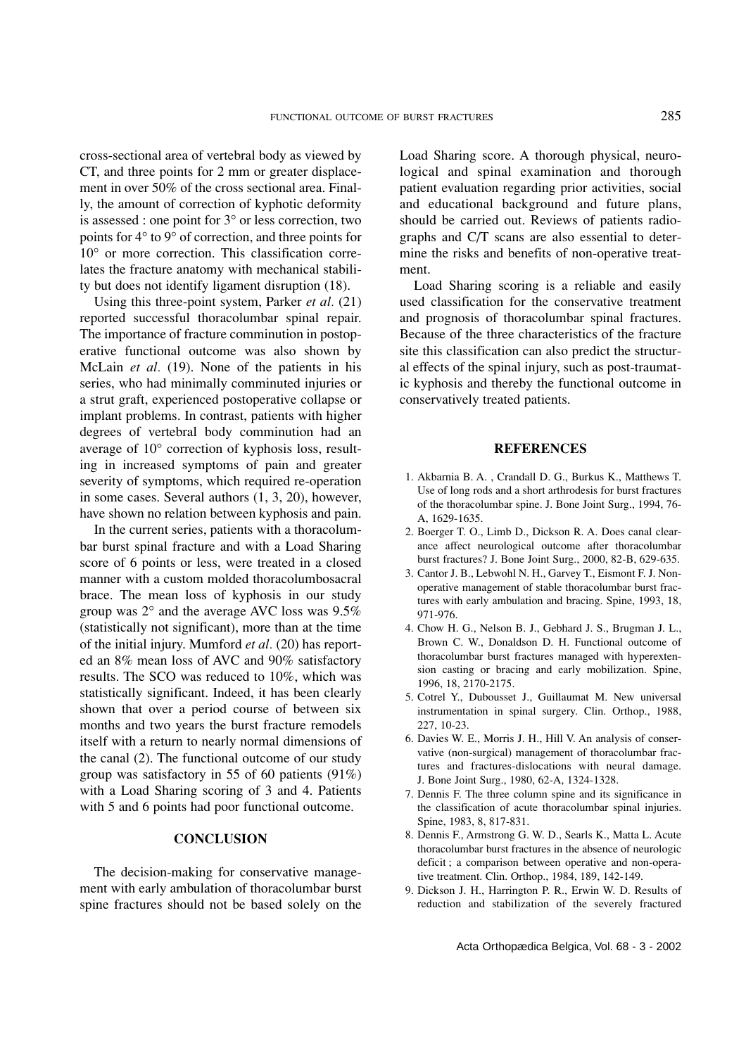cross-sectional area of vertebral body as viewed by CT, and three points for 2 mm or greater displacement in over 50% of the cross sectional area. Finally, the amount of correction of kyphotic deformity is assessed : one point for 3° or less correction, two points for 4° to 9° of correction, and three points for 10° or more correction. This classification correlates the fracture anatomy with mechanical stability but does not identify ligament disruption (18).

Using this three-point system, Parker *et al.* (21) reported successful thoracolumbar spinal repair. The importance of fracture comminution in postoperative functional outcome was also shown by McLain *et al.* (19). None of the patients in his series, who had minimally comminuted injuries or a strut graft, experienced postoperative collapse or implant problems. In contrast, patients with higher degrees of vertebral body comminution had an average of 10° correction of kyphosis loss, resulting in increased symptoms of pain and greater severity of symptoms, which required re-operation in some cases. Several authors (1, 3, 20), however, have shown no relation between kyphosis and pain.

In the current series, patients with a thoracolumbar burst spinal fracture and with a Load Sharing score of 6 points or less, were treated in a closed manner with a custom molded thoracolumbosacral brace. The mean loss of kyphosis in our study group was 2° and the average AVC loss was 9.5% (statistically not significant), more than at the time of the initial injury. Mumford *et al*. (20) has reported an 8% mean loss of AVC and 90% satisfactory results. The SCO was reduced to 10%, which was statistically significant. Indeed, it has been clearly shown that over a period course of between six months and two years the burst fracture remodels itself with a return to nearly normal dimensions of the canal (2). The functional outcome of our study group was satisfactory in 55 of 60 patients (91%) with a Load Sharing scoring of 3 and 4. Patients with 5 and 6 points had poor functional outcome.

## CONCLUSION

The decision-making for conservative management with early ambulation of thoracolumbar burst spine fractures should not be based solely on the Load Sharing score. A thorough physical, neurological and spinal examination and thorough patient evaluation regarding prior activities, social and educational background and future plans, should be carried out. Reviews of patients radiographs and C/T scans are also essential to determine the risks and benefits of non-operative treatment.

Load Sharing scoring is a reliable and easily used classification for the conservative treatment and prognosis of thoracolumbar spinal fractures. Because of the three characteristics of the fracture site this classification can also predict the structural effects of the spinal injury, such as post-traumatic kyphosis and thereby the functional outcome in conservatively treated patients.

## REFERENCES

1. Akbarnia B. A. , Crandall D. G., Burkus K., Matthews T. Use of long rods and a short arthrodesis for burst fractures of the thoracolumbar spine. J. Bone Joint Surg., 1994, 76-A, 1629-1635.
2. Boerger T. O., Limb D., Dickson R. A. Does canal clearance affect neurological outcome after thoracolumbar burst fractures? J. Bone Joint Surg., 2000, 82-B, 629-635.
3. Cantor J. B., Lebwohl N. H., Garvey T., Eismont F. J. Nonoperative management of stable thoracolumbar burst fractures with early ambulation and bracing. Spine, 1993, 18, 971-976.
4. Chow H. G., Nelson B. J., Gebhard J. S., Brugman J. L., Brown C. W., Donaldson D. H. Functional outcome of thoracolumbar burst fractures managed with hyperextension casting or bracing and early mobilization. Spine, 1996, 18, 2170-2175.
5. Cotrel Y., Dubousset J., Guillaumat M. New universal instrumentation in spinal surgery. Clin. Orthop., 1988, 227, 10-23.
6. Davies W. E., Morris J. H., Hill V. An analysis of conservative (non-surgical) management of thoracolumbar fractures and fractures-dislocations with neural damage. J. Bone Joint Surg., 1980, 62-A, 1324-1328.
7. Dennis F. The three column spine and its significance in the classification of acute thoracolumbar spinal injuries. Spine, 1983, 8, 817-831.
8. Dennis F., Armstrong G. W. D., Searls K., Matta L. Acute thoracolumbar burst fractures in the absence of neurologic deficit ; a comparison between operative and non-operative treatment. Clin. Orthop., 1984, 189, 142-149.
9. Dickson J. H., Harrington P. R., Erwin W. D. Results of reduction and stabilization of the severely fractured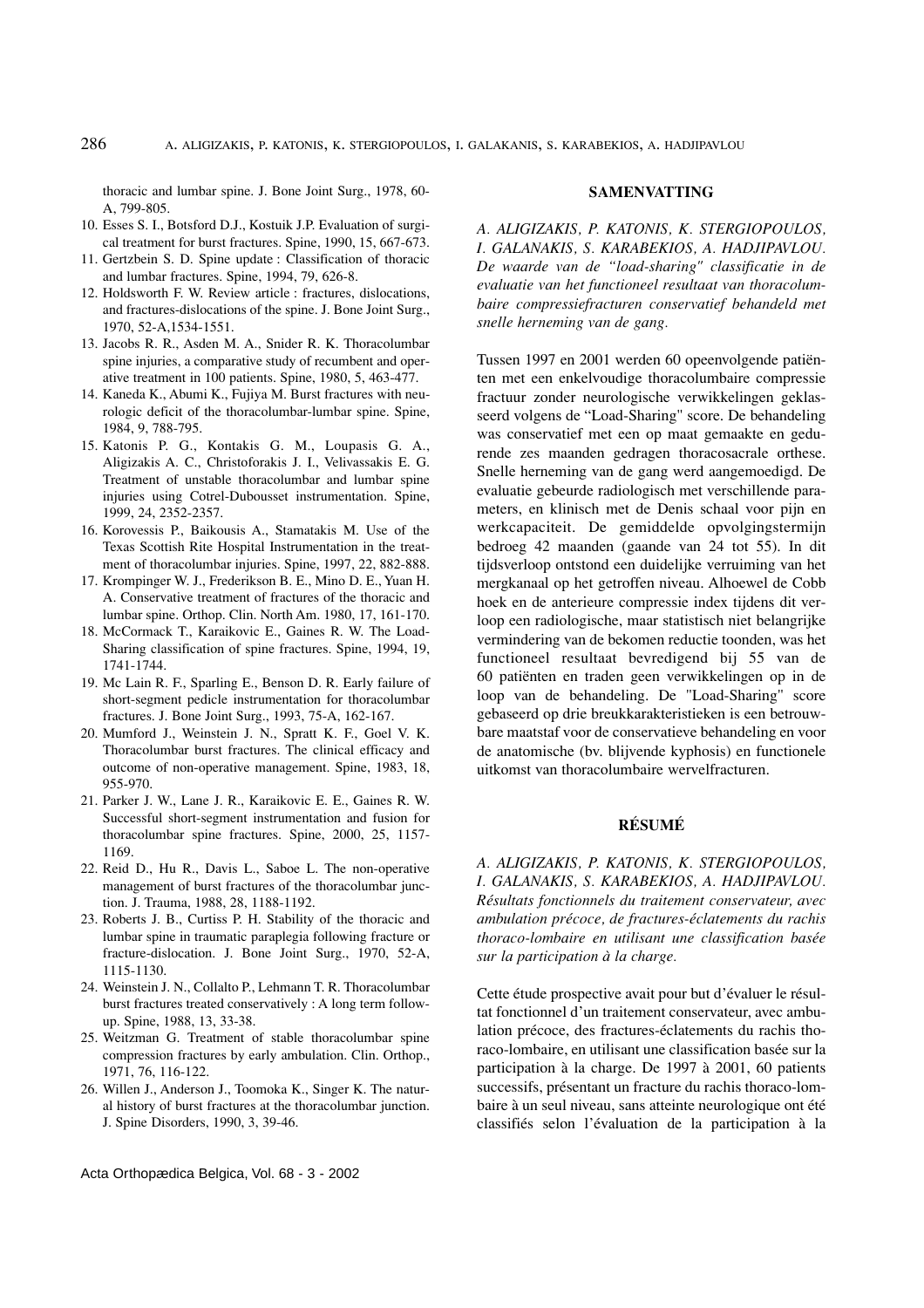thoracic and lumbar spine. J. Bone Joint Surg., 1978, 60-A, 799-805.

10. Esses S. I., Botsford D.J., Kostuik J.P. Evaluation of surgical treatment for burst fractures. Spine, 1990, 15, 667-673.
11. Gertzbein S. D. Spine update : Classification of thoracic and lumbar fractures. Spine, 1994, 79, 626-8.
12. Holdsworth F. W. Review article : fractures, dislocations, and fractures-dislocations of the spine. J. Bone Joint Surg., 1970, 52-A,1534-1551.
13. Jacobs R. R., Asden M. A., Snider R. K. Thoracolumbar spine injuries, a comparative study of recumbent and operative treatment in 100 patients. Spine, 1980, 5, 463-477.
14. Kaneda K., Abumi K., Fujiya M. Burst fractures with neurologic deficit of the thoracolumbar-lumbar spine. Spine, 1984, 9, 788-795.
15. Katonis P. G., Kontakis G. M., Loupasis G. A., Aligizakis A. C., Christoforakis J. I., Velivassakis E. G. Treatment of unstable thoracolumbar and lumbar spine injuries using Cotrel-Dubousset instrumentation. Spine, 1999, 24, 2352-2357.
16. Korovessis P., Baikousis A., Stamatakis M. Use of the Texas Scottish Rite Hospital Instrumentation in the treatment of thoracolumbar injuries. Spine, 1997, 22, 882-888.
17. Krompinger W. J., Frederikson B. E., Mino D. E., Yuan H. A. Conservative treatment of fractures of the thoracic and lumbar spine. Orthop. Clin. North Am. 1980, 17, 161-170.
18. McCormack T., Karaikovic E., Gaines R. W. The Load-Sharing classification of spine fractures. Spine, 1994, 19, 1741-1744.
19. Mc Lain R. F., Sparling E., Benson D. R. Early failure of short-segment pedicle instrumentation for thoracolumbar fractures. J. Bone Joint Surg., 1993, 75-A, 162-167.
20. Mumford J., Weinstein J. N., Spratt K. F., Goel V. K. Thoracolumbar burst fractures. The clinical efficacy and outcome of non-operative management. Spine, 1983, 18, 955-970.
21. Parker J. W., Lane J. R., Karaikovic E. E., Gaines R. W. Successful short-segment instrumentation and fusion for thoracolumbar spine fractures. Spine, 2000, 25, 1157-1169.
22. Reid D., Hu R., Davis L., Saboe L. The non-operative management of burst fractures of the thoracolumbar junction. J. Trauma, 1988, 28, 1188-1192.
23. Roberts J. B., Curtiss P. H. Stability of the thoracic and lumbar spine in traumatic paraplegia following fracture or fracture-dislocation. J. Bone Joint Surg., 1970, 52-A, 1115-1130.
24. Weinstein J. N., Collalto P., Lehmann T. R. Thoracolumbar burst fractures treated conservatively : A long term follow-up. Spine, 1988, 13, 33-38.
25. Weitzman G. Treatment of stable thoracolumbar spine compression fractures by early ambulation. Clin. Orthop., 1971, 76, 116-122.
26. Willen J., Anderson J., Toomoka K., Singer K. The natural history of burst fractures at the thoracolumbar junction. J. Spine Disorders, 1990, 3, 39-46.

## SAMENVATTING

*A. ALIGIZAKIS, P. KATONIS, K. STERGIOPOULOS, I. GALANAKIS, S. KARABEKIOS, A. HADJIPAVLOU. De waarde van de "load-sharing" classificatie in de evaluatie van het functioneel resultaat van thoracolumbaire compressiefracturen conservatief behandeld met snelle herneming van de gang.*

Tussen 1997 en 2001 werden 60 opeenvolgende patiënten met een enkelvoudige thoracolumbaire compressie fractuur zonder neurologische verwikkelingen geklasseerd volgens de "Load-Sharing" score. De behandeling was conservatief met een op maat gemaakte en gedurende zes maanden gedragen thoracosacrale orthese. Snelle herneming van de gang werd aangemoedigd. De evaluatie gebeurde radiologisch met verschillende parameters, en klinisch met de Denis schaal voor pijn en werkcapaciteit. De gemiddelde opvolgingstermijn bedroeg 42 maanden (gaande van 24 tot 55). In dit tijdsverloop ontstond een duidelijke verruiming van het mergkanaal op het getroffen niveau. Alhoewel de Cobb hoek en de anterieure compressie index tijdens dit verloop een radiologische, maar statistisch niet belangrijke vermindering van de bekomen reductie toonden, was het functioneel resultaat bevredigend bij 55 van de 60 patiënten en traden geen verwikkelingen op in de loop van de behandeling. De "Load-Sharing" score gebaseerd op drie breukkarakteristieken is een betrouwbare maatstaf voor de conservatieve behandeling en voor de anatomische (bv. blijvende kyphosis) en functionele uitkomst van thoracolumbaire wervelfracturen.

## RÉSUMÉ

*A. ALIGIZAKIS, P. KATONIS, K. STERGIOPOULOS, I. GALANAKIS, S. KARABEKIOS, A. HADJIPAVLOU. Résultats fonctionnels du traitement conservateur, avec ambulation précoce, de fractures-éclatements du rachis thoraco-lombaire en utilisant une classification basée sur la participation à la charge.*

Cette étude prospective avait pour but d'évaluer le résultat fonctionnel d'un traitement conservateur, avec ambulation précoce, des fractures-éclatements du rachis thoraco-lombaire, en utilisant une classification basée sur la participation à la charge. De 1997 à 2001, 60 patients successifs, présentant un fracture du rachis thoraco-lombaire à un seul niveau, sans atteinte neurologique ont été classifiés selon l'évaluation de la participation à la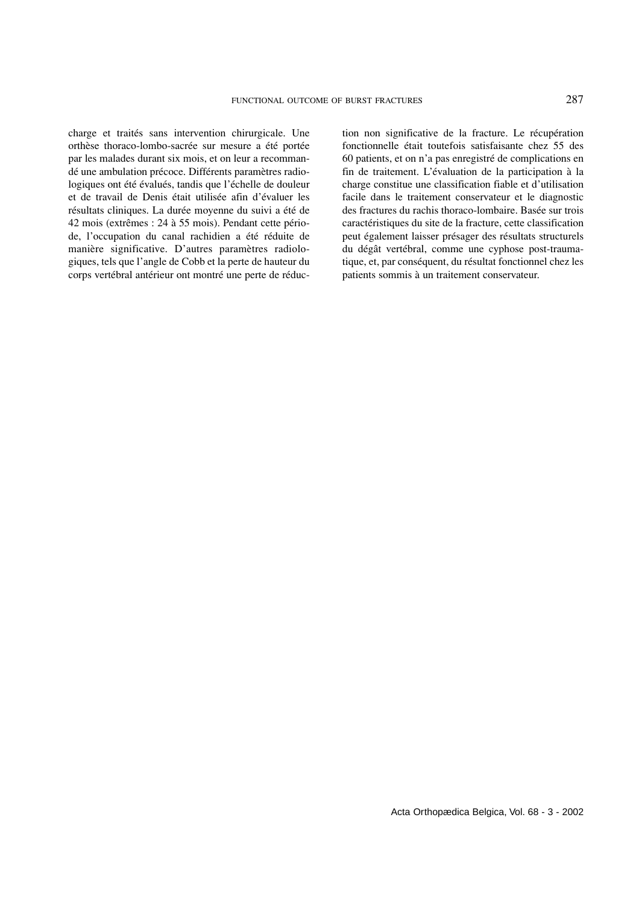charge et traités sans intervention chirurgicale. Une orthèse thoraco-lombo-sacrée sur mesure a été portée par les malades durant six mois, et on leur a recommandé une ambulation précoce. Différents paramètres radiologiques ont été évalués, tandis que l'échelle de douleur et de travail de Denis était utilisée afin d'évaluer les résultats cliniques. La durée moyenne du suivi a été de 42 mois (extrêmes : 24 à 55 mois). Pendant cette période, l'occupation du canal rachidien a été réduite de manière significative. D'autres paramètres radiologiques, tels que l'angle de Cobb et la perte de hauteur du corps vertébral antérieur ont montré une perte de réduction non significative de la fracture. Le récupération fonctionnelle était toutefois satisfaisante chez 55 des 60 patients, et on n'a pas enregistré de complications en fin de traitement. L'évaluation de la participation à la charge constitue une classification fiable et d'utilisation facile dans le traitement conservateur et le diagnostic des fractures du rachis thoraco-lombaire. Basée sur trois caractéristiques du site de la fracture, cette classification peut également laisser présager des résultats structurels du dégât vertébral, comme une cyphose post-traumatique, et, par conséquent, du résultat fonctionnel chez les patients sommis à un traitement conservateur.